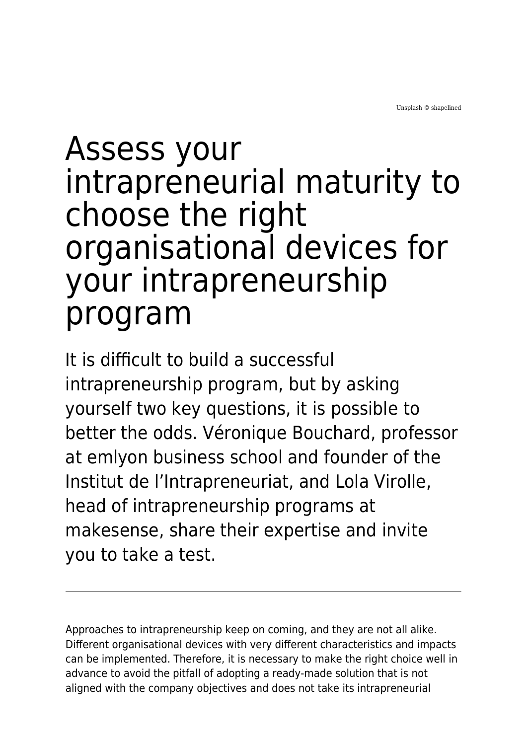Unsplash © shapelined

# Assess your intrapreneurial maturity to choose the right organisational devices for your intrapreneurship program

It is difficult to build a successful intrapreneurship program, but by asking yourself two key questions, it is possible to better the odds. Véronique Bouchard, professor at emlyon business school and founder of the Institut de l'Intrapreneuriat, and Lola Virolle, head of intrapreneurship programs at makesense, share their expertise and invite you to take a test.

---

Approaches to intrapreneurship keep on coming, and they are not all alike. Different organisational devices with very different characteristics and impacts can be implemented. Therefore, it is necessary to make the right choice well in advance to avoid the pitfall of adopting a ready-made solution that is not aligned with the company objectives and does not take its intrapreneurial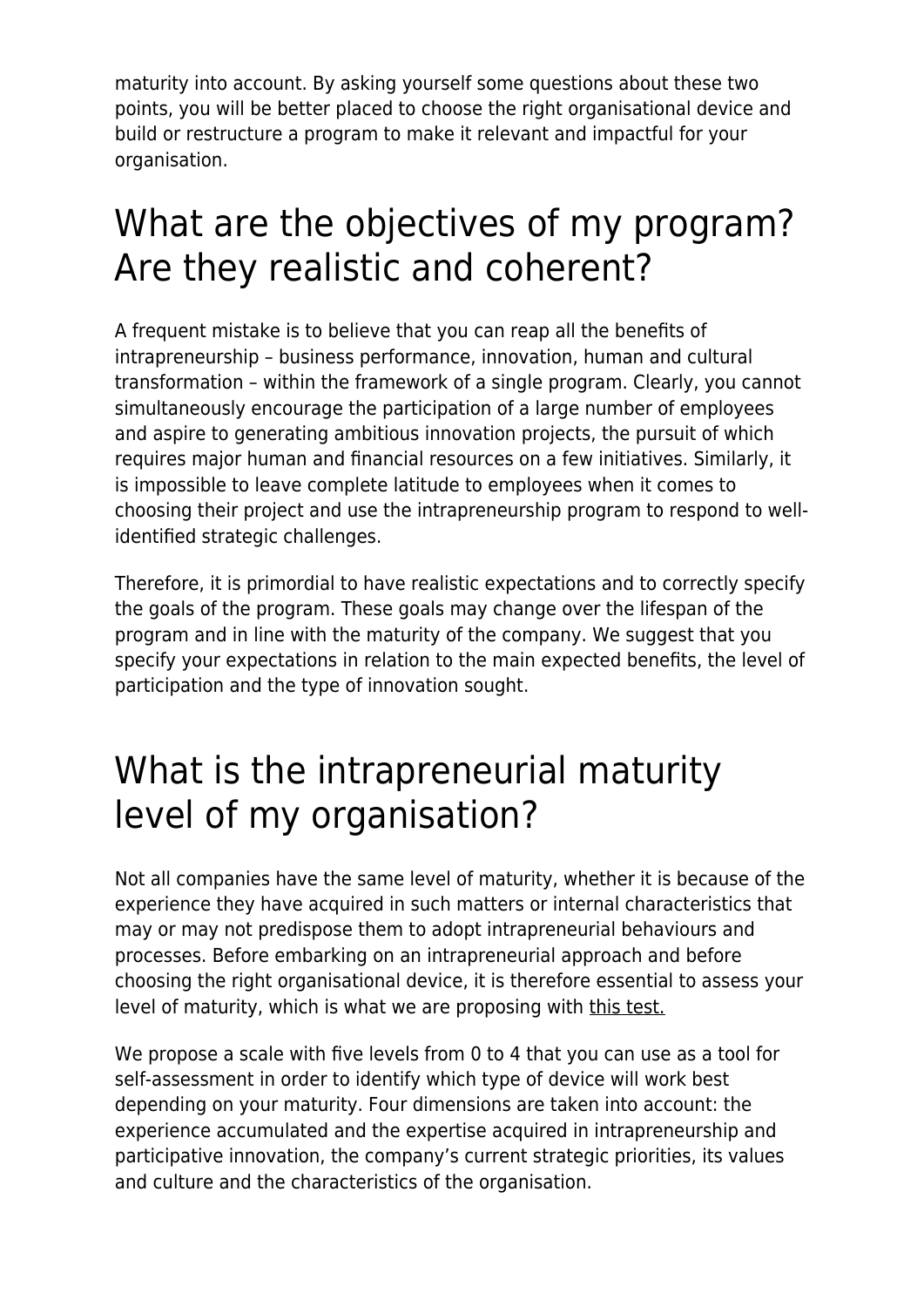maturity into account. By asking yourself some questions about these two points, you will be better placed to choose the right organisational device and build or restructure a program to make it relevant and impactful for your organisation.

## What are the objectives of my program? Are they realistic and coherent?

A frequent mistake is to believe that you can reap all the benefits of intrapreneurship – business performance, innovation, human and cultural transformation – within the framework of a single program. Clearly, you cannot simultaneously encourage the participation of a large number of employees and aspire to generating ambitious innovation projects, the pursuit of which requires major human and financial resources on a few initiatives. Similarly, it is impossible to leave complete latitude to employees when it comes to choosing their project and use the intrapreneurship program to respond to well-identified strategic challenges.

Therefore, it is primordial to have realistic expectations and to correctly specify the goals of the program. These goals may change over the lifespan of the program and in line with the maturity of the company. We suggest that you specify your expectations in relation to the main expected benefits, the level of participation and the type of innovation sought.

## What is the intrapreneurial maturity level of my organisation?

Not all companies have the same level of maturity, whether it is because of the experience they have acquired in such matters or internal characteristics that may or may not predispose them to adopt intrapreneurial behaviours and processes. Before embarking on an intrapreneurial approach and before choosing the right organisational device, it is therefore essential to assess your level of maturity, which is what we are proposing with this test.

We propose a scale with five levels from 0 to 4 that you can use as a tool for self-assessment in order to identify which type of device will work best depending on your maturity. Four dimensions are taken into account: the experience accumulated and the expertise acquired in intrapreneurship and participative innovation, the company's current strategic priorities, its values and culture and the characteristics of the organisation.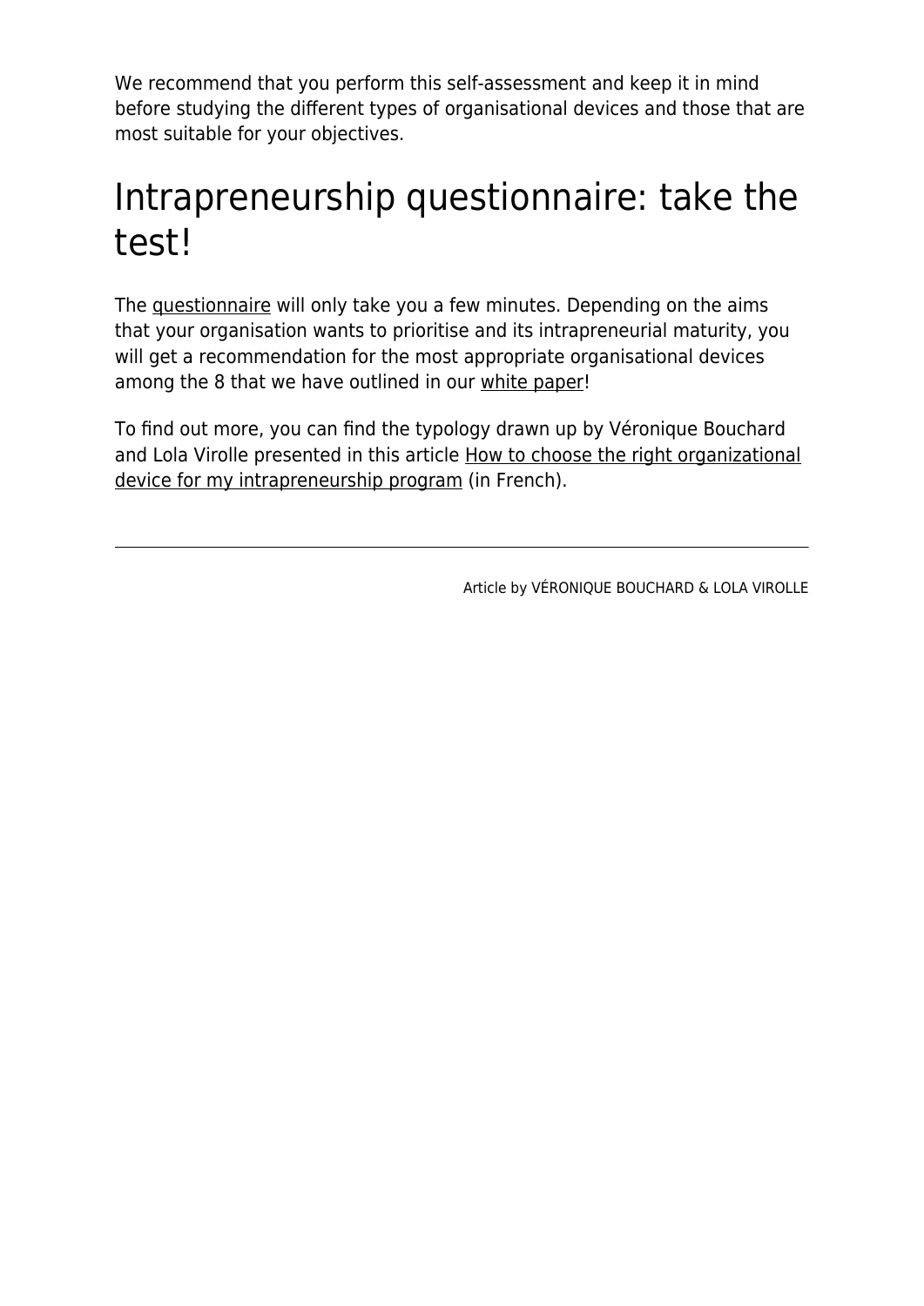We recommend that you perform this self-assessment and keep it in mind before studying the different types of organisational devices and those that are most suitable for your objectives.

# Intrapreneurship questionnaire: take the test!

The questionnaire will only take you a few minutes. Depending on the aims that your organisation wants to prioritise and its intrapreneurial maturity, you will get a recommendation for the most appropriate organisational devices among the 8 that we have outlined in our white paper!

To find out more, you can find the typology drawn up by Véronique Bouchard and Lola Virolle presented in this article How to choose the right organizational device for my intrapreneurship program (in French).

---

Article by VÉRONIQUE BOUCHARD & LOLA VIROLLE